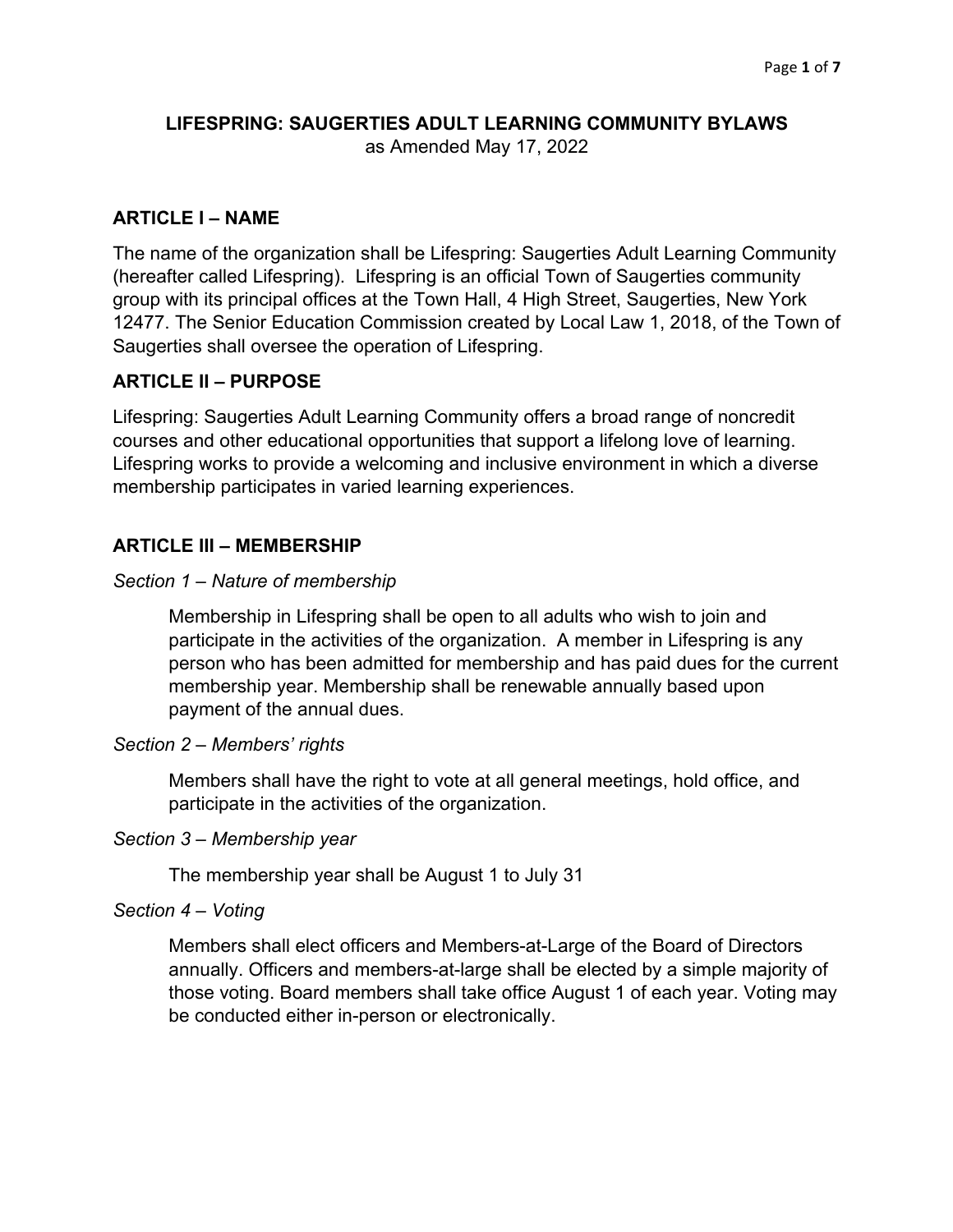# LIFESPRING: SAUGERTIES ADULT LEARNING COMMUNITY BYLAWS

as Amended May 17, 2022

## ARTICLE I – NAME

The name of the organization shall be Lifespring: Saugerties Adult Learning Community (hereafter called Lifespring). Lifespring is an official Town of Saugerties community group with its principal offices at the Town Hall, 4 High Street, Saugerties, New York 12477. The Senior Education Commission created by Local Law 1, 2018, of the Town of Saugerties shall oversee the operation of Lifespring.

## ARTICLE II – PURPOSE

Lifespring: Saugerties Adult Learning Community offers a broad range of noncredit courses and other educational opportunities that support a lifelong love of learning. Lifespring works to provide a welcoming and inclusive environment in which a diverse membership participates in varied learning experiences.

## ARTICLE III – MEMBERSHIP

*Section 1 – Nature of membership*

Membership in Lifespring shall be open to all adults who wish to join and participate in the activities of the organization. A member in Lifespring is any person who has been admitted for membership and has paid dues for the current membership year. Membership shall be renewable annually based upon payment of the annual dues.

*Section 2 – Members' rights*

Members shall have the right to vote at all general meetings, hold office, and participate in the activities of the organization.

*Section 3 – Membership year*

The membership year shall be August 1 to July 31

*Section 4 – Voting*

Members shall elect officers and Members-at-Large of the Board of Directors annually. Officers and members-at-large shall be elected by a simple majority of those voting. Board members shall take office August 1 of each year. Voting may be conducted either in-person or electronically.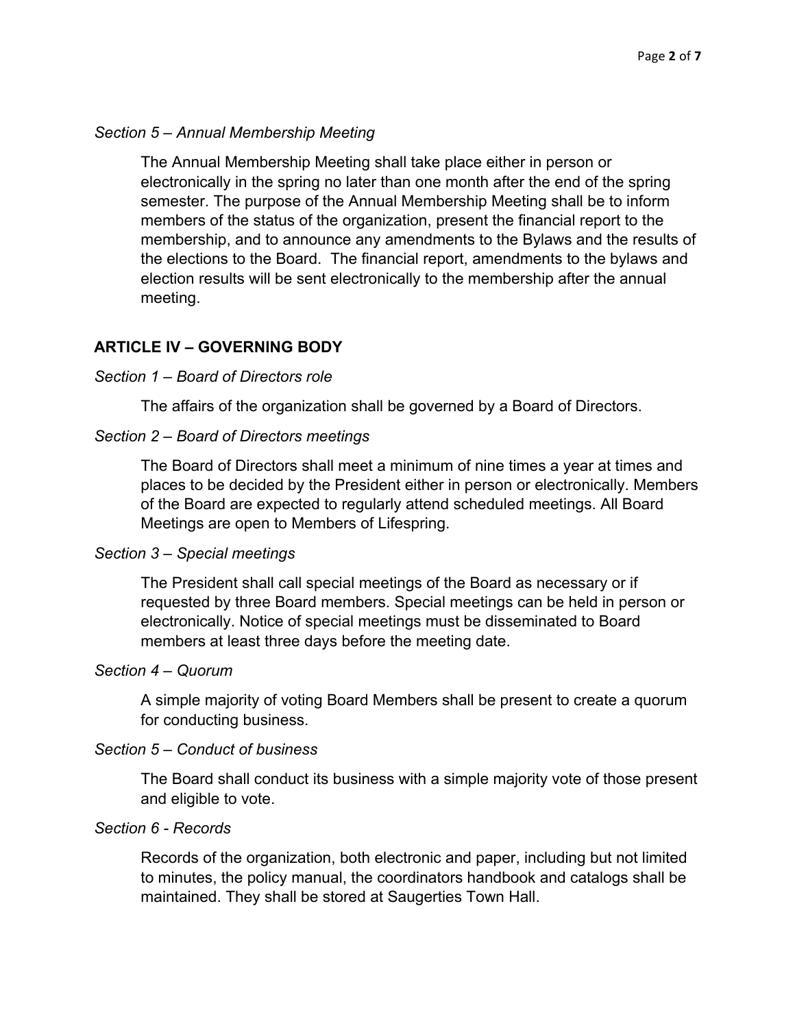*Section 5 – Annual Membership Meeting*

The Annual Membership Meeting shall take place either in person or electronically in the spring no later than one month after the end of the spring semester. The purpose of the Annual Membership Meeting shall be to inform members of the status of the organization, present the financial report to the membership, and to announce any amendments to the Bylaws and the results of the elections to the Board. The financial report, amendments to the bylaws and election results will be sent electronically to the membership after the annual meeting.

## ARTICLE IV – GOVERNING BODY

*Section 1 – Board of Directors role*

The affairs of the organization shall be governed by a Board of Directors.

*Section 2 – Board of Directors meetings*

The Board of Directors shall meet a minimum of nine times a year at times and places to be decided by the President either in person or electronically. Members of the Board are expected to regularly attend scheduled meetings. All Board Meetings are open to Members of Lifespring.

*Section 3 – Special meetings*

The President shall call special meetings of the Board as necessary or if requested by three Board members. Special meetings can be held in person or electronically. Notice of special meetings must be disseminated to Board members at least three days before the meeting date.

*Section 4 – Quorum*

A simple majority of voting Board Members shall be present to create a quorum for conducting business.

*Section 5 – Conduct of business*

The Board shall conduct its business with a simple majority vote of those present and eligible to vote.

*Section 6 - Records*

Records of the organization, both electronic and paper, including but not limited to minutes, the policy manual, the coordinators handbook and catalogs shall be maintained. They shall be stored at Saugerties Town Hall.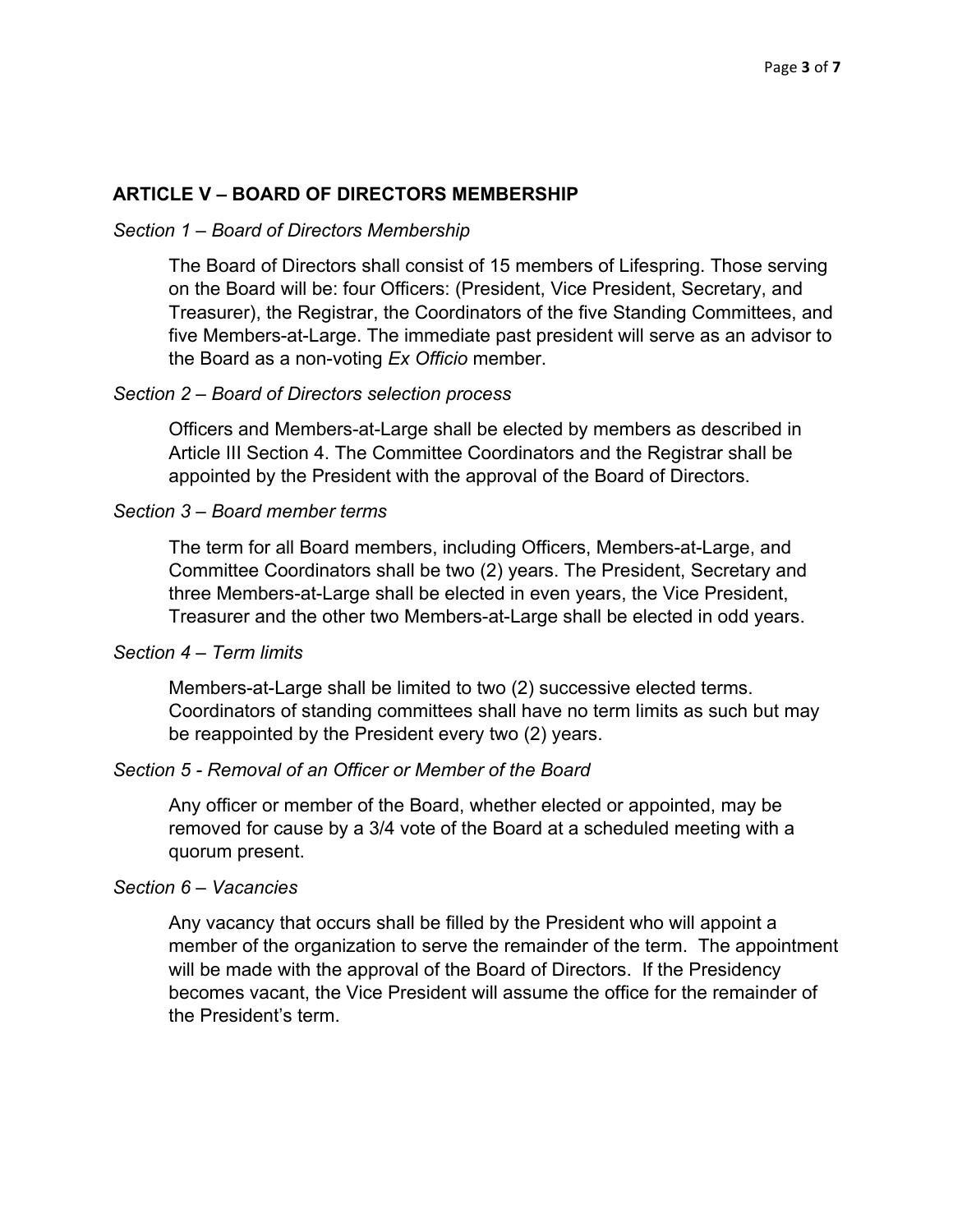## ARTICLE V – BOARD OF DIRECTORS MEMBERSHIP

*Section 1 – Board of Directors Membership*

The Board of Directors shall consist of 15 members of Lifespring. Those serving on the Board will be: four Officers: (President, Vice President, Secretary, and Treasurer), the Registrar, the Coordinators of the five Standing Committees, and five Members-at-Large. The immediate past president will serve as an advisor to the Board as a non-voting *Ex Officio* member.

*Section 2 – Board of Directors selection process*

Officers and Members-at-Large shall be elected by members as described in Article III Section 4. The Committee Coordinators and the Registrar shall be appointed by the President with the approval of the Board of Directors.

*Section 3 – Board member terms*

The term for all Board members, including Officers, Members-at-Large, and Committee Coordinators shall be two (2) years. The President, Secretary and three Members-at-Large shall be elected in even years, the Vice President, Treasurer and the other two Members-at-Large shall be elected in odd years.

*Section 4 – Term limits*

Members-at-Large shall be limited to two (2) successive elected terms. Coordinators of standing committees shall have no term limits as such but may be reappointed by the President every two (2) years.

*Section 5 - Removal of an Officer or Member of the Board*

Any officer or member of the Board, whether elected or appointed, may be removed for cause by a 3/4 vote of the Board at a scheduled meeting with a quorum present.

*Section 6 – Vacancies*

Any vacancy that occurs shall be filled by the President who will appoint a member of the organization to serve the remainder of the term. The appointment will be made with the approval of the Board of Directors. If the Presidency becomes vacant, the Vice President will assume the office for the remainder of the President's term.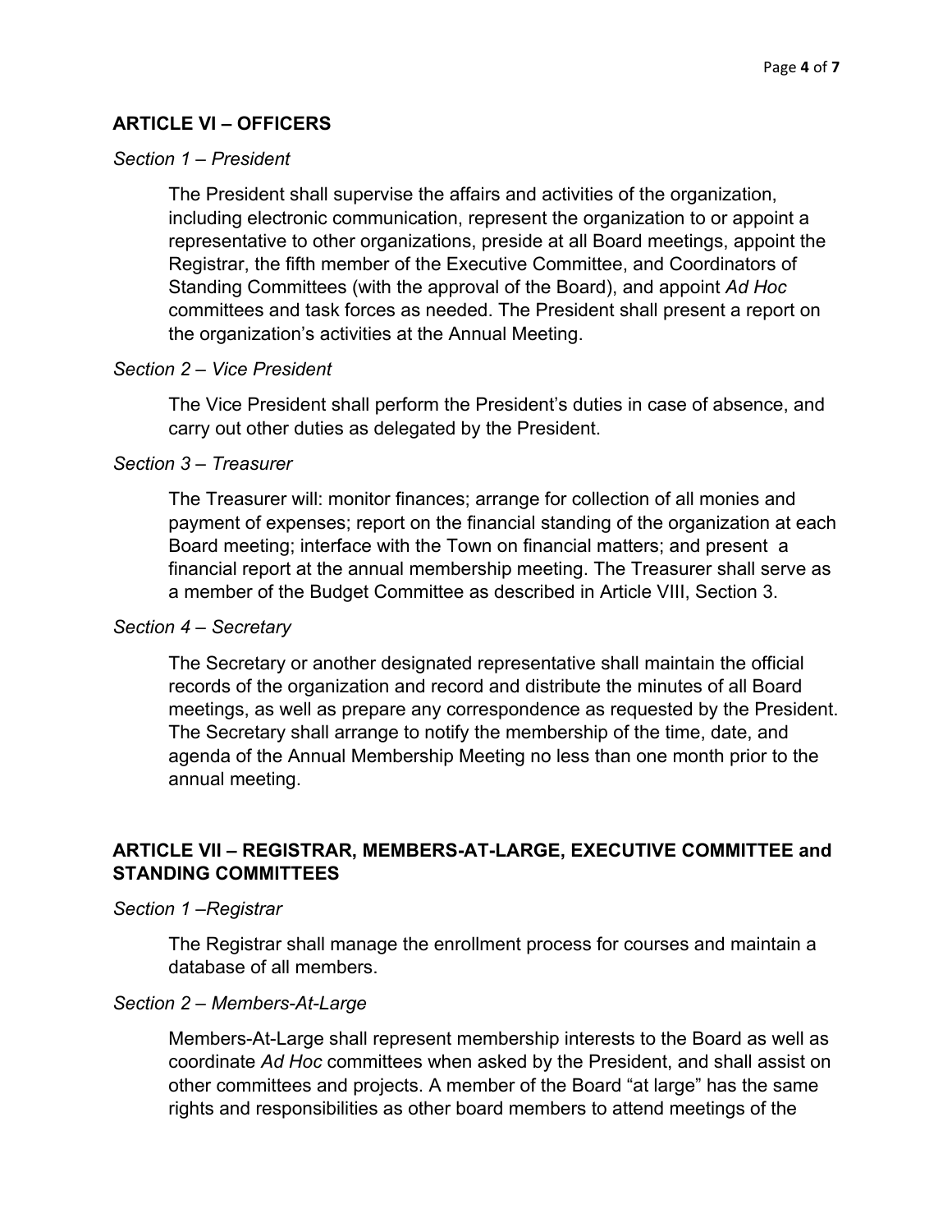## ARTICLE VI – OFFICERS

*Section 1 – President*

The President shall supervise the affairs and activities of the organization, including electronic communication, represent the organization to or appoint a representative to other organizations, preside at all Board meetings, appoint the Registrar, the fifth member of the Executive Committee, and Coordinators of Standing Committees (with the approval of the Board), and appoint *Ad Hoc* committees and task forces as needed. The President shall present a report on the organization's activities at the Annual Meeting.

*Section 2 – Vice President*

The Vice President shall perform the President's duties in case of absence, and carry out other duties as delegated by the President.

*Section 3 – Treasurer*

The Treasurer will: monitor finances; arrange for collection of all monies and payment of expenses; report on the financial standing of the organization at each Board meeting; interface with the Town on financial matters; and present a financial report at the annual membership meeting. The Treasurer shall serve as a member of the Budget Committee as described in Article VIII, Section 3.

*Section 4 – Secretary*

The Secretary or another designated representative shall maintain the official records of the organization and record and distribute the minutes of all Board meetings, as well as prepare any correspondence as requested by the President. The Secretary shall arrange to notify the membership of the time, date, and agenda of the Annual Membership Meeting no less than one month prior to the annual meeting.

## ARTICLE VII – REGISTRAR, MEMBERS-AT-LARGE, EXECUTIVE COMMITTEE and STANDING COMMITTEES

*Section 1 –Registrar*

The Registrar shall manage the enrollment process for courses and maintain a database of all members.

*Section 2 – Members-At-Large*

Members-At-Large shall represent membership interests to the Board as well as coordinate *Ad Hoc* committees when asked by the President, and shall assist on other committees and projects. A member of the Board "at large" has the same rights and responsibilities as other board members to attend meetings of the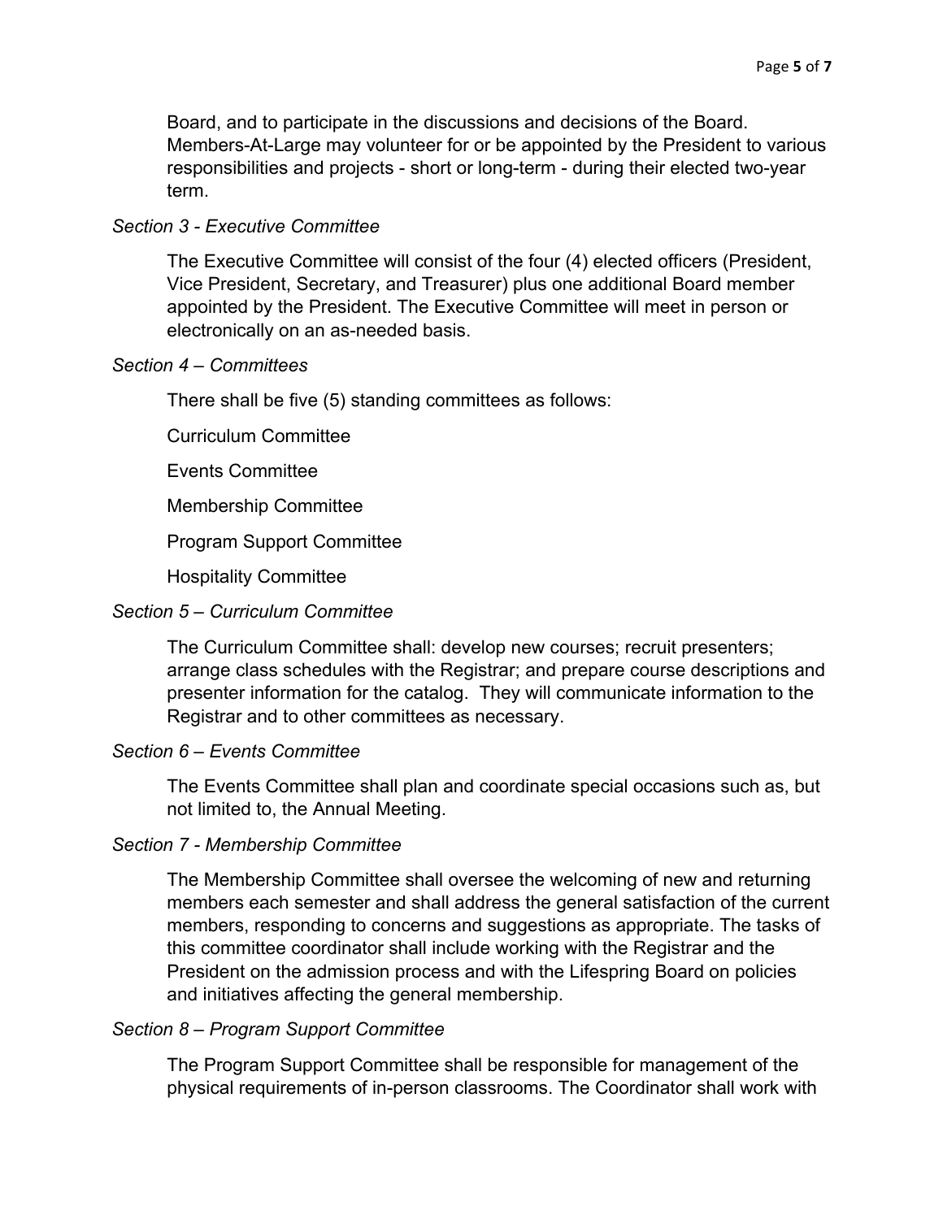Board, and to participate in the discussions and decisions of the Board. Members-At-Large may volunteer for or be appointed by the President to various responsibilities and projects - short or long-term - during their elected two-year term.

*Section 3 - Executive Committee*

The Executive Committee will consist of the four (4) elected officers (President, Vice President, Secretary, and Treasurer) plus one additional Board member appointed by the President. The Executive Committee will meet in person or electronically on an as-needed basis.

*Section 4 – Committees*

There shall be five (5) standing committees as follows:

Curriculum Committee

Events Committee

Membership Committee

Program Support Committee

Hospitality Committee

*Section 5 – Curriculum Committee*

The Curriculum Committee shall: develop new courses; recruit presenters; arrange class schedules with the Registrar; and prepare course descriptions and presenter information for the catalog. They will communicate information to the Registrar and to other committees as necessary.

*Section 6 – Events Committee*

The Events Committee shall plan and coordinate special occasions such as, but not limited to, the Annual Meeting.

*Section 7 - Membership Committee*

The Membership Committee shall oversee the welcoming of new and returning members each semester and shall address the general satisfaction of the current members, responding to concerns and suggestions as appropriate. The tasks of this committee coordinator shall include working with the Registrar and the President on the admission process and with the Lifespring Board on policies and initiatives affecting the general membership.

*Section 8 – Program Support Committee*

The Program Support Committee shall be responsible for management of the physical requirements of in-person classrooms. The Coordinator shall work with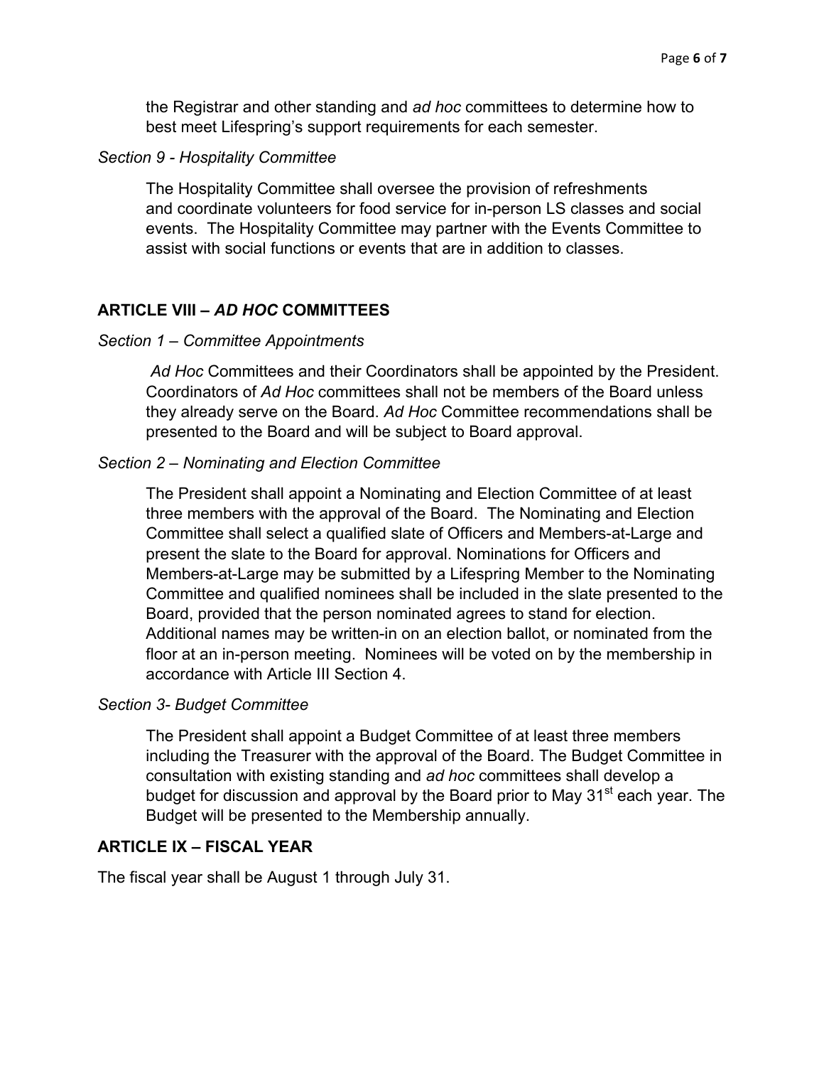the Registrar and other standing and *ad hoc* committees to determine how to best meet Lifespring's support requirements for each semester.

*Section 9 - Hospitality Committee*

The Hospitality Committee shall oversee the provision of refreshments and coordinate volunteers for food service for in-person LS classes and social events. The Hospitality Committee may partner with the Events Committee to assist with social functions or events that are in addition to classes.

## ARTICLE VIII – *AD HOC* COMMITTEES

*Section 1 – Committee Appointments*

*Ad Hoc* Committees and their Coordinators shall be appointed by the President. Coordinators of *Ad Hoc* committees shall not be members of the Board unless they already serve on the Board. *Ad Hoc* Committee recommendations shall be presented to the Board and will be subject to Board approval.

*Section 2 – Nominating and Election Committee*

The President shall appoint a Nominating and Election Committee of at least three members with the approval of the Board. The Nominating and Election Committee shall select a qualified slate of Officers and Members-at-Large and present the slate to the Board for approval. Nominations for Officers and Members-at-Large may be submitted by a Lifespring Member to the Nominating Committee and qualified nominees shall be included in the slate presented to the Board, provided that the person nominated agrees to stand for election. Additional names may be written-in on an election ballot, or nominated from the floor at an in-person meeting. Nominees will be voted on by the membership in accordance with Article III Section 4.

*Section 3- Budget Committee*

The President shall appoint a Budget Committee of at least three members including the Treasurer with the approval of the Board. The Budget Committee in consultation with existing standing and *ad hoc* committees shall develop a budget for discussion and approval by the Board prior to May 31st each year. The Budget will be presented to the Membership annually.

## ARTICLE IX – FISCAL YEAR

The fiscal year shall be August 1 through July 31.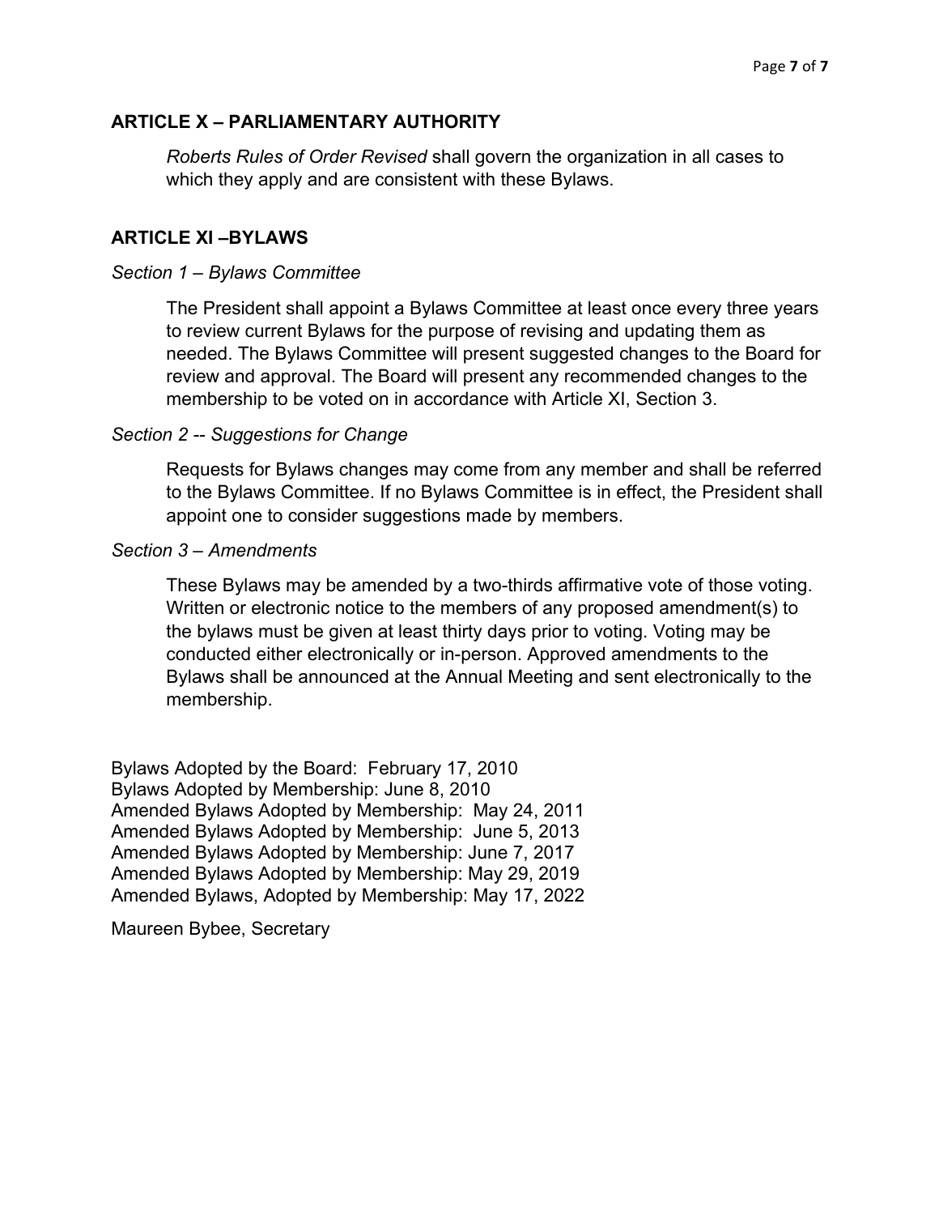## ARTICLE X – PARLIAMENTARY AUTHORITY

*Roberts Rules of Order Revised* shall govern the organization in all cases to which they apply and are consistent with these Bylaws.

## ARTICLE XI –BYLAWS

*Section 1 – Bylaws Committee*

The President shall appoint a Bylaws Committee at least once every three years to review current Bylaws for the purpose of revising and updating them as needed. The Bylaws Committee will present suggested changes to the Board for review and approval. The Board will present any recommended changes to the membership to be voted on in accordance with Article XI, Section 3.

*Section 2 -- Suggestions for Change*

Requests for Bylaws changes may come from any member and shall be referred to the Bylaws Committee. If no Bylaws Committee is in effect, the President shall appoint one to consider suggestions made by members.

*Section 3 – Amendments*

These Bylaws may be amended by a two-thirds affirmative vote of those voting. Written or electronic notice to the members of any proposed amendment(s) to the bylaws must be given at least thirty days prior to voting. Voting may be conducted either electronically or in-person. Approved amendments to the Bylaws shall be announced at the Annual Meeting and sent electronically to the membership.

Bylaws Adopted by the Board: February 17, 2010
Bylaws Adopted by Membership: June 8, 2010
Amended Bylaws Adopted by Membership: May 24, 2011
Amended Bylaws Adopted by Membership: June 5, 2013
Amended Bylaws Adopted by Membership: June 7, 2017
Amended Bylaws Adopted by Membership: May 29, 2019
Amended Bylaws, Adopted by Membership: May 17, 2022

Maureen Bybee, Secretary